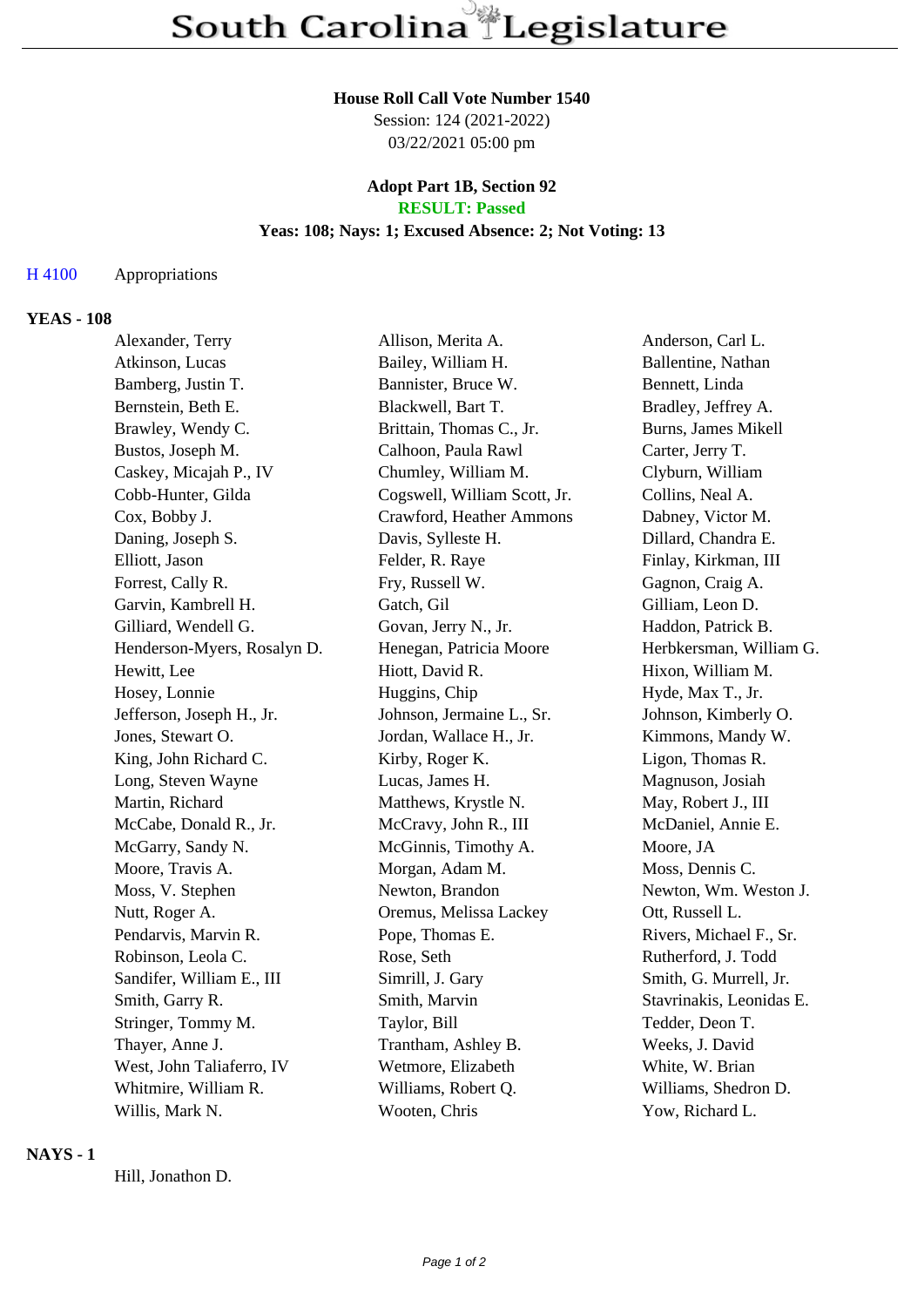# South Carolina Legislature

**House Roll Call Vote Number 1540**
Session: 124 (2021-2022)
03/22/2021 05:00 pm

**Adopt Part 1B, Section 92**
**RESULT: Passed**
**Yeas: 108; Nays: 1; Excused Absence: 2; Not Voting: 13**

H 4100 Appropriations

## YEAS - 108

Alexander, Terry
Allison, Merita A.
Anderson, Carl L.
Atkinson, Lucas
Bailey, William H.
Ballentine, Nathan
Bamberg, Justin T.
Bannister, Bruce W.
Bennett, Linda
Bernstein, Beth E.
Blackwell, Bart T.
Bradley, Jeffrey A.
Brawley, Wendy C.
Brittain, Thomas C., Jr.
Burns, James Mikell
Bustos, Joseph M.
Calhoon, Paula Rawl
Carter, Jerry T.
Caskey, Micajah P., IV
Chumley, William M.
Clyburn, William
Cobb-Hunter, Gilda
Cogswell, William Scott, Jr.
Collins, Neal A.
Cox, Bobby J.
Crawford, Heather Ammons
Dabney, Victor M.
Daning, Joseph S.
Davis, Sylleste H.
Dillard, Chandra E.
Elliott, Jason
Felder, R. Raye
Finlay, Kirkman, III
Forrest, Cally R.
Fry, Russell W.
Gagnon, Craig A.
Garvin, Kambrell H.
Gatch, Gil
Gilliam, Leon D.
Gilliard, Wendell G.
Govan, Jerry N., Jr.
Haddon, Patrick B.
Henderson-Myers, Rosalyn D.
Henegan, Patricia Moore
Herbkersman, William G.
Hewitt, Lee
Hiott, David R.
Hixon, William M.
Hosey, Lonnie
Huggins, Chip
Hyde, Max T., Jr.
Jefferson, Joseph H., Jr.
Johnson, Jermaine L., Sr.
Johnson, Kimberly O.
Jones, Stewart O.
Jordan, Wallace H., Jr.
Kimmons, Mandy W.
King, John Richard C.
Kirby, Roger K.
Ligon, Thomas R.
Long, Steven Wayne
Lucas, James H.
Magnuson, Josiah
Martin, Richard
Matthews, Krystle N.
May, Robert J., III
McCabe, Donald R., Jr.
McCravy, John R., III
McDaniel, Annie E.
McGarry, Sandy N.
McGinnis, Timothy A.
Moore, JA
Moore, Travis A.
Morgan, Adam M.
Moss, Dennis C.
Moss, V. Stephen
Newton, Brandon
Newton, Wm. Weston J.
Nutt, Roger A.
Oremus, Melissa Lackey
Ott, Russell L.
Pendarvis, Marvin R.
Pope, Thomas E.
Rivers, Michael F., Sr.
Robinson, Leola C.
Rose, Seth
Rutherford, J. Todd
Sandifer, William E., III
Simrill, J. Gary
Smith, G. Murrell, Jr.
Smith, Garry R.
Smith, Marvin
Stavrinakis, Leonidas E.
Stringer, Tommy M.
Taylor, Bill
Tedder, Deon T.
Thayer, Anne J.
Trantham, Ashley B.
Weeks, J. David
West, John Taliaferro, IV
Wetmore, Elizabeth
White, W. Brian
Whitmire, William R.
Williams, Robert Q.
Williams, Shedron D.
Willis, Mark N.
Wooten, Chris
Yow, Richard L.

## NAYS - 1

Hill, Jonathon D.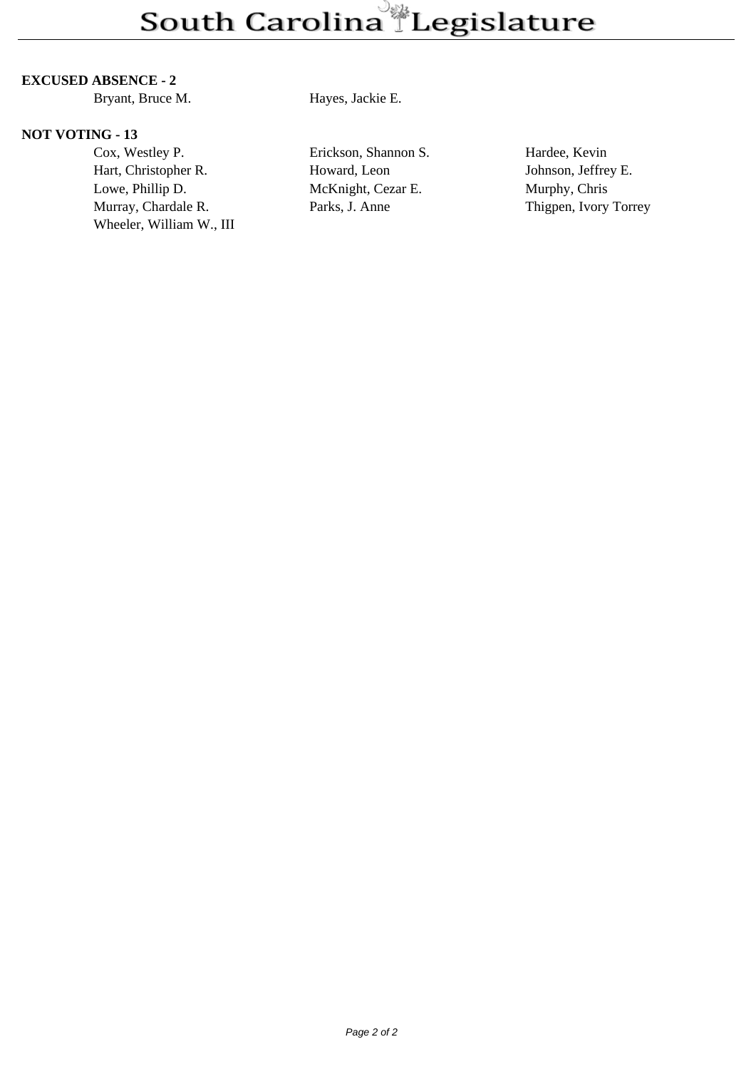**EXCUSED ABSENCE - 2**

| | |
|---|---|
| Bryant, Bruce M. | Hayes, Jackie E. |

**NOT VOTING - 13**

| | | |
|---|---|---|
| Cox, Westley P. | Erickson, Shannon S. | Hardee, Kevin |
| Hart, Christopher R. | Howard, Leon | Johnson, Jeffrey E. |
| Lowe, Phillip D. | McKnight, Cezar E. | Murphy, Chris |
| Murray, Chardale R. | Parks, J. Anne | Thigpen, Ivory Torrey |
| Wheeler, William W., III | | |